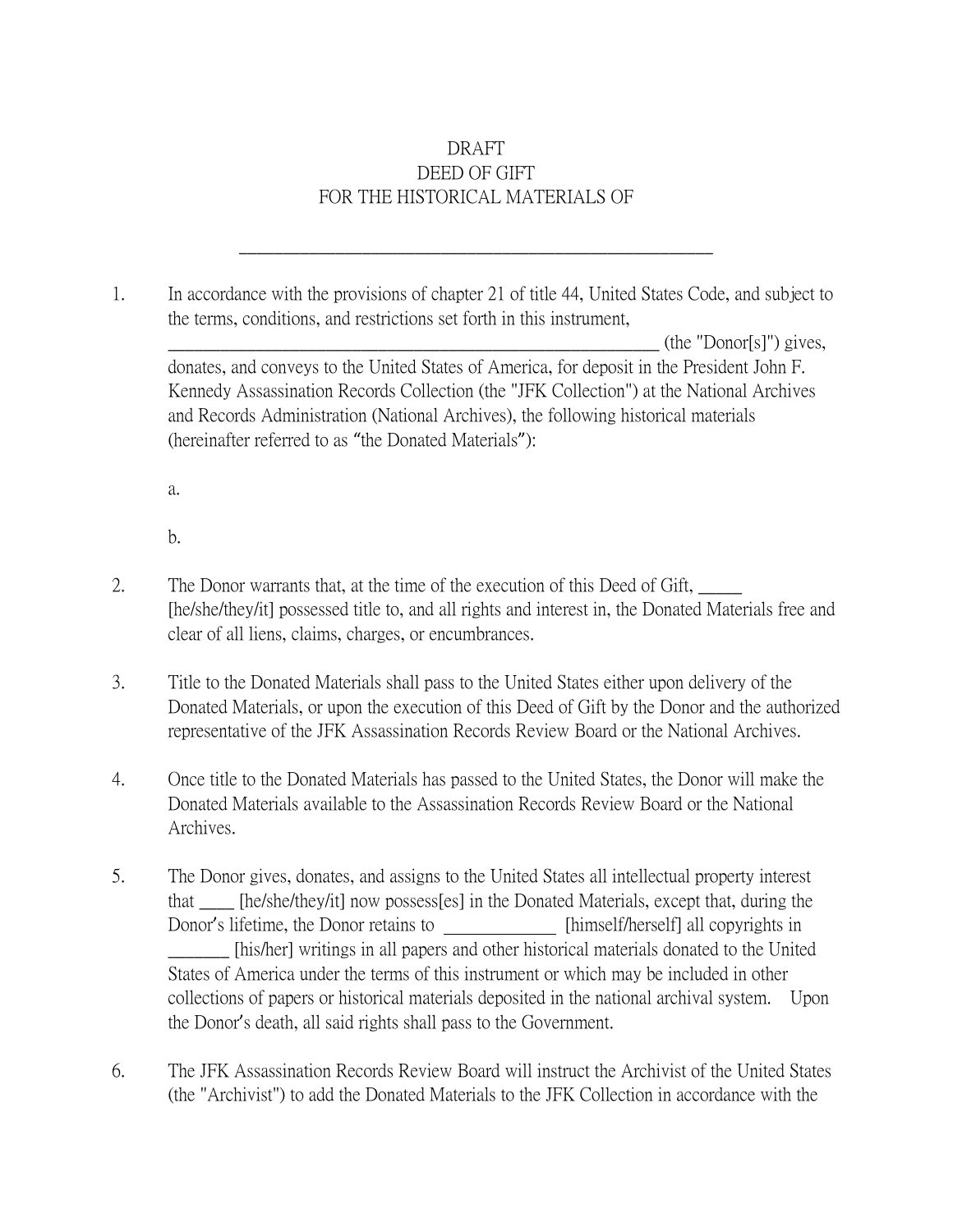DRAFT
DEED OF GIFT
FOR THE HISTORICAL MATERIALS OF

_______________________________________________________

1. In accordance with the provisions of chapter 21 of title 44, United States Code, and subject to the terms, conditions, and restrictions set forth in this instrument, ___________________________________________________________ (the "Donor[s]") gives, donates, and conveys to the United States of America, for deposit in the President John F. Kennedy Assassination Records Collection (the "JFK Collection") at the National Archives and Records Administration (National Archives), the following historical materials (hereinafter referred to as "the Donated Materials"):

   a.

   b.

2. The Donor warrants that, at the time of the execution of this Deed of Gift, _____ [he/she/they/it] possessed title to, and all rights and interest in, the Donated Materials free and clear of all liens, claims, charges, or encumbrances.

3. Title to the Donated Materials shall pass to the United States either upon delivery of the Donated Materials, or upon the execution of this Deed of Gift by the Donor and the authorized representative of the JFK Assassination Records Review Board or the National Archives.

4. Once title to the Donated Materials has passed to the United States, the Donor will make the Donated Materials available to the Assassination Records Review Board or the National Archives.

5. The Donor gives, donates, and assigns to the United States all intellectual property interest that ____ [he/she/they/it] now possess[es] in the Donated Materials, except that, during the Donor's lifetime, the Donor retains to _____________ [himself/herself] all copyrights in _______ [his/her] writings in all papers and other historical materials donated to the United States of America under the terms of this instrument or which may be included in other collections of papers or historical materials deposited in the national archival system. Upon the Donor's death, all said rights shall pass to the Government.

6. The JFK Assassination Records Review Board will instruct the Archivist of the United States (the "Archivist") to add the Donated Materials to the JFK Collection in accordance with the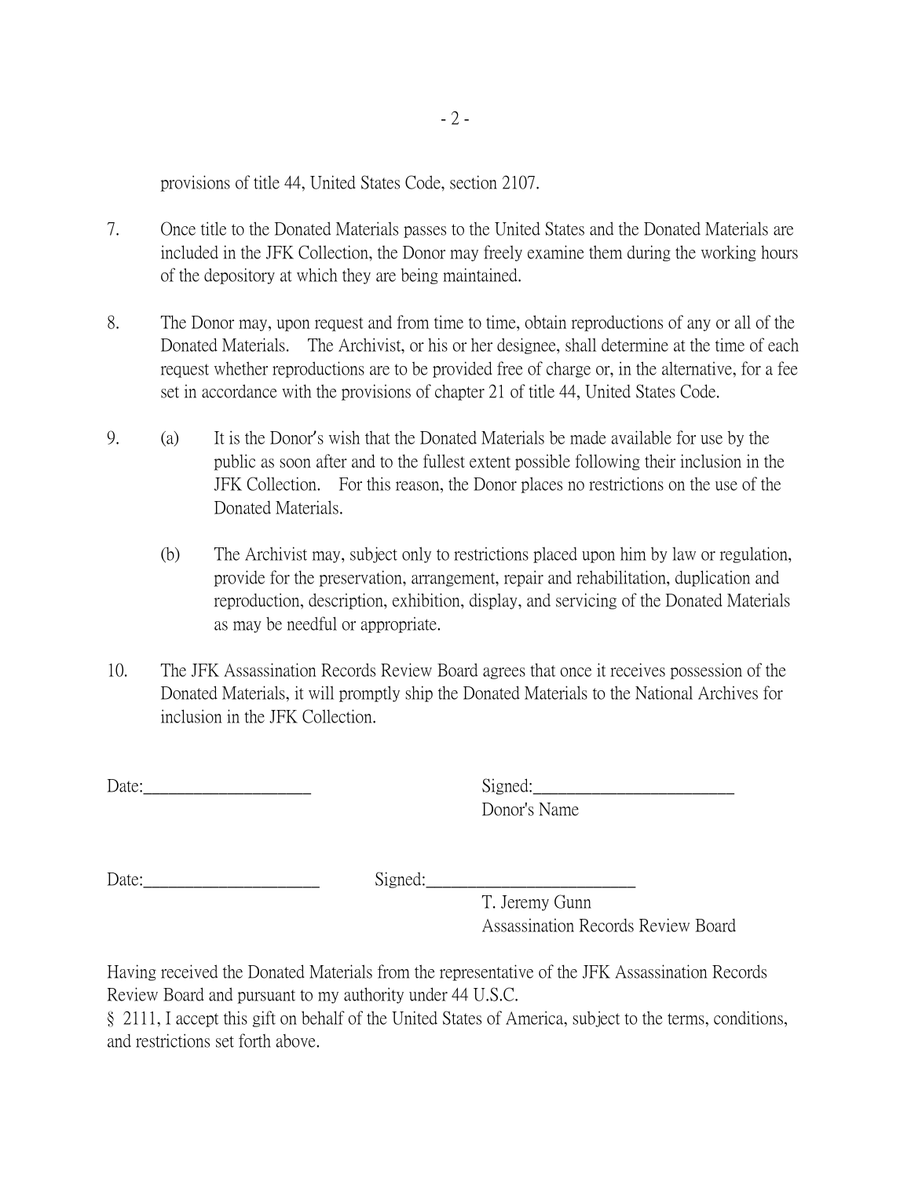provisions of title 44, United States Code, section 2107.

7. Once title to the Donated Materials passes to the United States and the Donated Materials are included in the JFK Collection, the Donor may freely examine them during the working hours of the depository at which they are being maintained.

8. The Donor may, upon request and from time to time, obtain reproductions of any or all of the Donated Materials. The Archivist, or his or her designee, shall determine at the time of each request whether reproductions are to be provided free of charge or, in the alternative, for a fee set in accordance with the provisions of chapter 21 of title 44, United States Code.

9. (a) It is the Donor's wish that the Donated Materials be made available for use by the public as soon after and to the fullest extent possible following their inclusion in the JFK Collection. For this reason, the Donor places no restrictions on the use of the Donated Materials.

   (b) The Archivist may, subject only to restrictions placed upon him by law or regulation, provide for the preservation, arrangement, repair and rehabilitation, duplication and reproduction, description, exhibition, display, and servicing of the Donated Materials as may be needful or appropriate.

10. The JFK Assassination Records Review Board agrees that once it receives possession of the Donated Materials, it will promptly ship the Donated Materials to the National Archives for inclusion in the JFK Collection.

Date:____________________ Signed:________________________
Donor's Name

Date:_____________________ Signed:_________________________
T. Jeremy Gunn
Assassination Records Review Board

Having received the Donated Materials from the representative of the JFK Assassination Records Review Board and pursuant to my authority under 44 U.S.C. § 2111, I accept this gift on behalf of the United States of America, subject to the terms, conditions, and restrictions set forth above.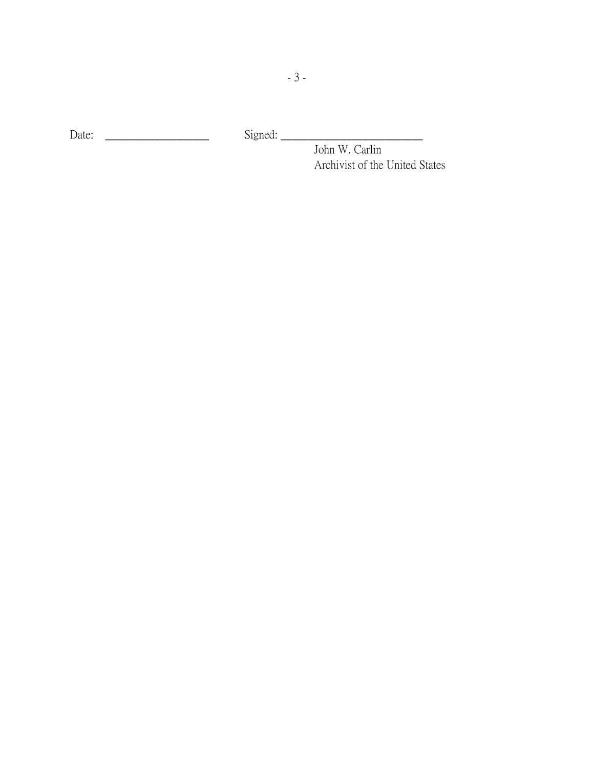Date: ____________________ Signed: ___________________________

John W. Carlin

Archivist of the United States